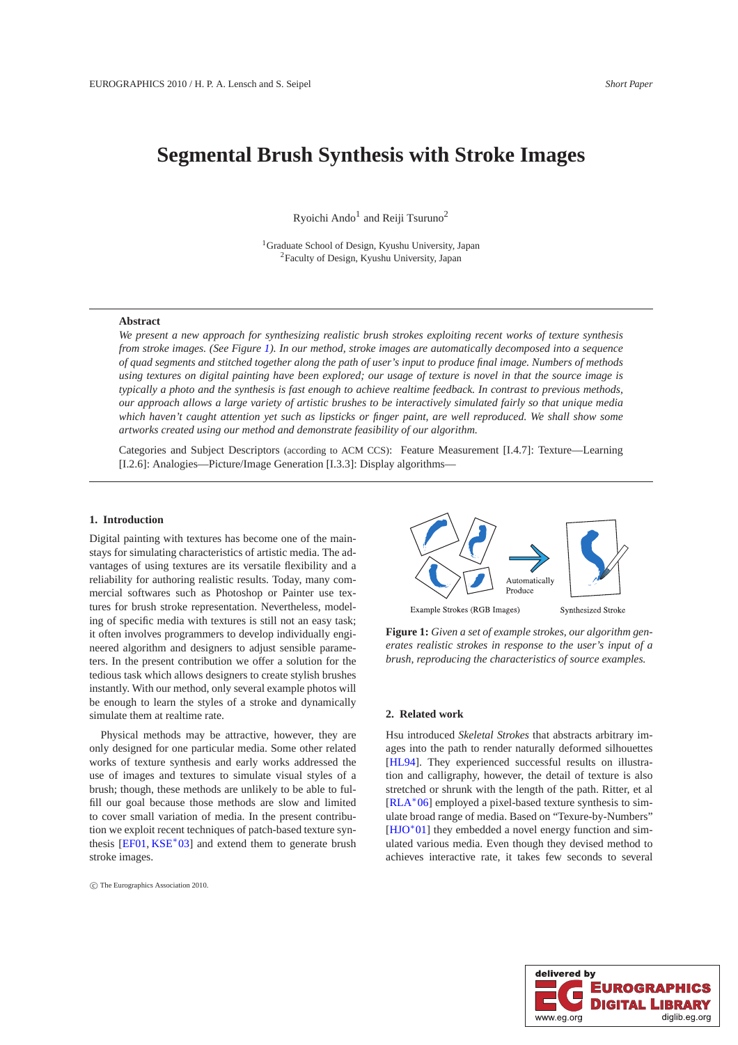# Segmental Brush Synthesis with Stroke Images

Ryoichi Ando[1] and Reiji Tsuruno[2]

[1]Graduate School of Design, Kyushu University, Japan
[2]Faculty of Design, Kyushu University, Japan

---

**Abstract**

*We present a new approach for synthesizing realistic brush strokes exploiting recent works of texture synthesis from stroke images. (See Figure 1). In our method, stroke images are automatically decomposed into a sequence of quad segments and stitched together along the path of user's input to produce final image. Numbers of methods using textures on digital painting have been explored; our usage of texture is novel in that the source image is typically a photo and the synthesis is fast enough to achieve realtime feedback. In contrast to previous methods, our approach allows a large variety of artistic brushes to be interactively simulated fairly so that unique media which haven't caught attention yet such as lipsticks or finger paint, are well reproduced. We shall show some artworks created using our method and demonstrate feasibility of our algorithm.*

Categories and Subject Descriptors (according to ACM CCS): Feature Measurement [I.4.7]: Texture—Learning [I.2.6]: Analogies—Picture/Image Generation [I.3.3]: Display algorithms—

---

## 1. Introduction

Digital painting with textures has become one of the mainstays for simulating characteristics of artistic media. The advantages of using textures are its versatile flexibility and a reliability for authoring realistic results. Today, many commercial softwares such as Photoshop or Painter use textures for brush stroke representation. Nevertheless, modeling of specific media with textures is still not an easy task; it often involves programmers to develop individually engineered algorithm and designers to adjust sensible parameters. In the present contribution we offer a solution for the tedious task which allows designers to create stylish brushes instantly. With our method, only several example photos will be enough to learn the styles of a stroke and dynamically simulate them at realtime rate.

Physical methods may be attractive, however, they are only designed for one particular media. Some other related works of texture synthesis and early works addressed the use of images and textures to simulate visual styles of a brush; though, these methods are unlikely to be able to fulfill our goal because those methods are slow and limited to cover small variation of media. In the present contribution we exploit recent techniques of patch-based texture synthesis [EF01, KSE*03] and extend them to generate brush stroke images.

Example Strokes (RGB Images) — Automatically Produce — Synthesized Stroke

**Figure 1:** *Given a set of example strokes, our algorithm generates realistic strokes in response to the user's input of a brush, reproducing the characteristics of source examples.*

## 2. Related work

Hsu introduced *Skeletal Strokes* that abstracts arbitrary images into the path to render naturally deformed silhouettes [HL94]. They experienced successful results on illustration and calligraphy, however, the detail of texture is also stretched or shrunk with the length of the path. Ritter, et al [RLA*06] employed a pixel-based texture synthesis to simulate broad range of media. Based on "Texure-by-Numbers" [HJO*01] they embedded a novel energy function and simulated various media. Even though they devised method to achieves interactive rate, it takes few seconds to several

© The Eurographics Association 2010.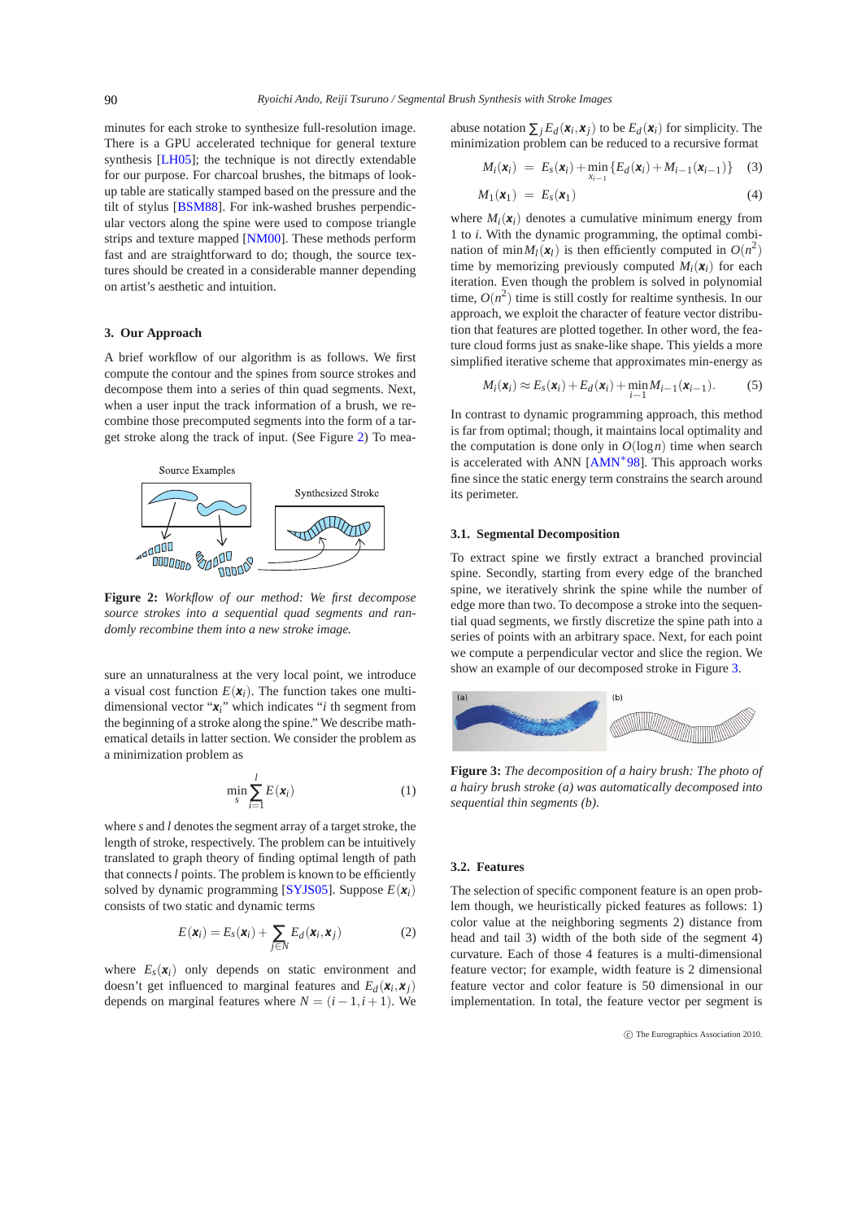minutes for each stroke to synthesize full-resolution image. There is a GPU accelerated technique for general texture synthesis [LH05]; the technique is not directly extendable for our purpose. For charcoal brushes, the bitmaps of look-up table are statically stamped based on the pressure and the tilt of stylus [BSM88]. For ink-washed brushes perpendicular vectors along the spine were used to compose triangle strips and texture mapped [NM00]. These methods perform fast and are straightforward to do; though, the source textures should be created in a considerable manner depending on artist's aesthetic and intuition.

## 3. Our Approach

A brief workflow of our algorithm is as follows. We first compute the contour and the spines from source strokes and decompose them into a series of thin quad segments. Next, when a user input the track information of a brush, we recombine those precomputed segments into the form of a target stroke along the track of input. (See Figure 2) To measure an unnaturalness at the very local point, we introduce a visual cost function $E(\boldsymbol{x}_i)$. The function takes one multi-dimensional vector "$\boldsymbol{x}_i$" which indicates "$i$ th segment from the beginning of a stroke along the spine." We describe mathematical details in latter section. We consider the problem as a minimization problem as

Source Examples

Synthesized Stroke

**Figure 2:** *Workflow of our method: We first decompose source strokes into a sequential quad segments and randomly recombine them into a new stroke image.*

$$\min_{s} \sum_{i=1}^{l} E(\boldsymbol{x}_i) \tag{1}$$

where $s$ and $l$ denotes the segment array of a target stroke, the length of stroke, respectively. The problem can be intuitively translated to graph theory of finding optimal length of path that connects $l$ points. The problem is known to be efficiently solved by dynamic programming [SYJS05]. Suppose $E(\boldsymbol{x}_i)$ consists of two static and dynamic terms

$$E(\boldsymbol{x}_i) = E_s(\boldsymbol{x}_i) + \sum_{j \in N} E_d(\boldsymbol{x}_i, \boldsymbol{x}_j) \tag{2}$$

where $E_s(\boldsymbol{x}_i)$ only depends on static environment and doesn't get influenced to marginal features and $E_d(\boldsymbol{x}_i, \boldsymbol{x}_j)$ depends on marginal features where $N = (i-1, i+1)$. We abuse notation $\sum_j E_d(\boldsymbol{x}_i, \boldsymbol{x}_j)$ to be $E_d(\boldsymbol{x}_i)$ for simplicity. The minimization problem can be reduced to a recursive format

$$M_i(\boldsymbol{x}_i) = E_s(\boldsymbol{x}_i) + \min_{x_{i-1}} \{E_d(\boldsymbol{x}_i) + M_{i-1}(\boldsymbol{x}_{i-1})\} \tag{3}$$

$$M_1(\boldsymbol{x}_1) = E_s(\boldsymbol{x}_1) \tag{4}$$

where $M_i(\boldsymbol{x}_i)$ denotes a cumulative minimum energy from 1 to $i$. With the dynamic programming, the optimal combination of $\min M_l(\boldsymbol{x}_l)$ is then efficiently computed in $O(n^2)$ time by memorizing previously computed $M_i(\boldsymbol{x}_i)$ for each iteration. Even though the problem is solved in polynomial time, $O(n^2)$ time is still costly for realtime synthesis. In our approach, we exploit the character of feature vector distribution that features are plotted together. In other word, the feature cloud forms just as snake-like shape. This yields a more simplified iterative scheme that approximates min-energy as

$$M_i(\boldsymbol{x}_i) \approx E_s(\boldsymbol{x}_i) + E_d(\boldsymbol{x}_i) + \min_{i-1} M_{i-1}(\boldsymbol{x}_{i-1}). \tag{5}$$

In contrast to dynamic programming approach, this method is far from optimal; though, it maintains local optimality and the computation is done only in $O(\log n)$ time when search is accelerated with ANN [AMN*98]. This approach works fine since the static energy term constrains the search around its perimeter.

### 3.1. Segmental Decomposition

To extract spine we firstly extract a branched provincial spine. Secondly, starting from every edge of the branched spine, we iteratively shrink the spine while the number of edge more than two. To decompose a stroke into the sequential quad segments, we firstly discretize the spine path into a series of points with an arbitrary space. Next, for each point we compute a perpendicular vector and slice the region. We show an example of our decomposed stroke in Figure 3.

(a) (b)

**Figure 3:** *The decomposition of a hairy brush: The photo of a hairy brush stroke (a) was automatically decomposed into sequential thin segments (b).*

### 3.2. Features

The selection of specific component feature is an open problem though, we heuristically picked features as follows: 1) color value at the neighboring segments 2) distance from head and tail 3) width of the both side of the segment 4) curvature. Each of those 4 features is a multi-dimensional feature vector; for example, width feature is 2 dimensional feature vector and color feature is 50 dimensional in our implementation. In total, the feature vector per segment is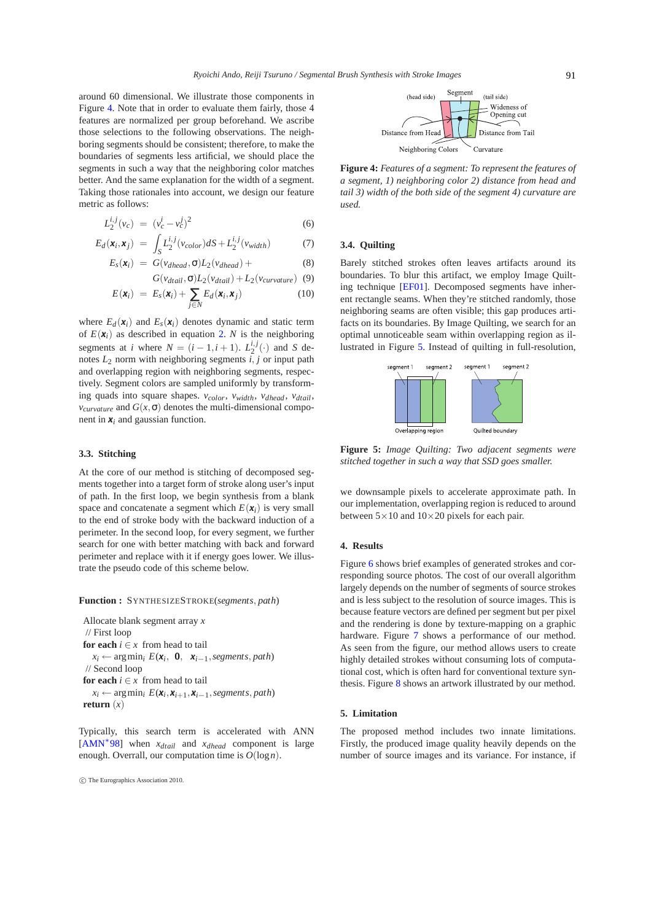around 60 dimensional. We illustrate those components in Figure 4. Note that in order to evaluate them fairly, those 4 features are normalized per group beforehand. We ascribe those selections to the following observations. The neighboring segments should be consistent; therefore, to make the boundaries of segments less artificial, we should place the segments in such a way that the neighboring color matches better. And the same explanation for the width of a segment. Taking those rationales into account, we design our feature metric as follows:

$$L_2^{i,j}(v_c) = (v_c^i - v_c^j)^2 \quad (6)$$

$$E_d(\boldsymbol{x}_i, \boldsymbol{x}_j) = \int_S L_2^{i,j}(v_{color})dS + L_2^{i,j}(v_{width}) \quad (7)$$

$$E_s(\boldsymbol{x}_i) = G(v_{dhead}, \sigma)L_2(v_{dhead}) + \quad (8)$$

$$G(v_{dtail}, \sigma)L_2(v_{dtail}) + L_2(v_{curvature}) \quad (9)$$

$$E(\boldsymbol{x}_i) = E_s(\boldsymbol{x}_i) + \sum_{j \in N} E_d(\boldsymbol{x}_i, \boldsymbol{x}_j) \quad (10)$$

where $E_d(\boldsymbol{x}_i)$ and $E_s(\boldsymbol{x}_i)$ denotes dynamic and static term of $E(\boldsymbol{x}_i)$ as described in equation 2. $N$ is the neighboring segments at $i$ where $N = (i-1, i+1)$. $L_2^{i,j}(\cdot)$ and $S$ denotes $L_2$ norm with neighboring segments $i, j$ or input path and overlapping region with neighboring segments, respectively. Segment colors are sampled uniformly by transforming quads into square shapes. $v_{color}$, $v_{width}$, $v_{dhead}$, $v_{dtail}$, $v_{curvature}$ and $G(x, \sigma)$ denotes the multi-dimensional component in $\boldsymbol{x}_i$ and gaussian function.

### 3.3. Stitching

At the core of our method is stitching of decomposed segments together into a target form of stroke along user's input of path. In the first loop, we begin synthesis from a blank space and concatenate a segment which $E(\boldsymbol{x}_i)$ is very small to the end of stroke body with the backward induction of a perimeter. In the second loop, for every segment, we further search for one with better matching with back and forward perimeter and replace with it if energy goes lower. We illustrate the pseudo code of this scheme below.

**Function :** SYNTHESIZESTROKE(*segments*, *path*)

Allocate blank segment array $x$
// First loop
**for each** $i \in x$ from head to tail
  $x_i \leftarrow \arg\min_i E(\boldsymbol{x}_i, \ \boldsymbol{0}, \ \boldsymbol{x}_{i-1}, segments, path)$
// Second loop
**for each** $i \in x$ from head to tail
  $x_i \leftarrow \arg\min_i E(\boldsymbol{x}_i, \boldsymbol{x}_{i+1}, \boldsymbol{x}_{i-1}, segments, path)$
**return** $(x)$

Typically, this search term is accelerated with ANN [AMN*98] when $x_{dtail}$ and $x_{dhead}$ component is large enough. Overall, our computation time is $O(\log n)$.

**Figure 4:** *Features of a segment: To represent the features of a segment, 1) neighboring color 2) distance from head and tail 3) width of the both side of the segment 4) curvature are used.*

### 3.4. Quilting

Barely stitched strokes often leaves artifacts around its boundaries. To blur this artifact, we employ Image Quilting technique [EF01]. Decomposed segments have inherent rectangle seams. When they're stitched randomly, those neighboring seams are often visible; this gap produces artifacts on its boundaries. By Image Quilting, we search for an optimal unnoticeable seam within overlapping region as illustrated in Figure 5. Instead of quilting in full-resolution, we downsample pixels to accelerate approximate path. In our implementation, overlapping region is reduced to around between $5 \times 10$ and $10 \times 20$ pixels for each pair.

**Figure 5:** *Image Quilting: Two adjacent segments were stitched together in such a way that SSD goes smaller.*

## 4. Results

Figure 6 shows brief examples of generated strokes and corresponding source photos. The cost of our overall algorithm largely depends on the number of segments of source strokes and is less subject to the resolution of source images. This is because feature vectors are defined per segment but per pixel and the rendering is done by texture-mapping on a graphic hardware. Figure 7 shows a performance of our method. As seen from the figure, our method allows users to create highly detailed strokes without consuming lots of computational cost, which is often hard for conventional texture synthesis. Figure 8 shows an artwork illustrated by our method.

## 5. Limitation

The proposed method includes two innate limitations. Firstly, the produced image quality heavily depends on the number of source images and its variance. For instance, if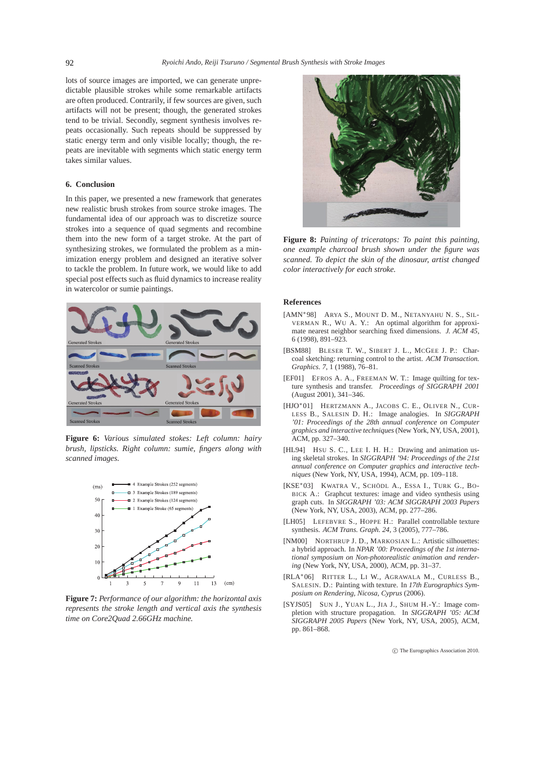lots of source images are imported, we can generate unpredictable plausible strokes while some remarkable artifacts are often produced. Contrarily, if few sources are given, such artifacts will not be present; though, the generated strokes tend to be trivial. Secondly, segment synthesis involves repeats occasionally. Such repeats should be suppressed by static energy term and only visible locally; though, the repeats are inevitable with segments which static energy term takes similar values.

## 6. Conclusion

In this paper, we presented a new framework that generates new realistic brush strokes from source stroke images. The fundamental idea of our approach was to discretize source strokes into a sequence of quad segments and recombine them into the new form of a target stroke. At the part of synthesizing strokes, we formulated the problem as a minimization energy problem and designed an iterative solver to tackle the problem. In future work, we would like to add special post effects such as fluid dynamics to increase reality in watercolor or sumie paintings.

Generated Strokes
Generated Strokes
Scanned Strokes
Scanned Strokes
Generated Strokes
Generated Strokes
Scanned Strokes
Scanned Strokes

**Figure 6:** *Various simulated stokes: Left column: hairy brush, lipsticks. Right column: sumie, fingers along with scanned images.*

(ms)
4 Example Strokes (252 segments)
3 Example Strokes (189 segments)
2 Example Strokes (124 segments)
1 Example Stroke (65 segments)
50
40
30
20
10
0
1 3 5 7 9 11 13 (cm)

**Figure 7:** *Performance of our algorithm: the horizontal axis represents the stroke length and vertical axis the synthesis time on Core2Quad 2.66GHz machine.*

**Figure 8:** *Painting of triceratops: To paint this painting, one example charcoal brush shown under the figure was scanned. To depict the skin of the dinosaur, artist changed color interactively for each stroke.*

## References

[AMN*98] Arya S., Mount D. M., Netanyahu N. S., Silverman R., Wu A. Y.: An optimal algorithm for approximate nearest neighbor searching fixed dimensions. *J. ACM 45*, 6 (1998), 891–923.

[BSM88] Bleser T. W., Sibert J. L., McGee J. P.: Charcoal sketching: returning control to the artist. *ACM Transaction. Graphics. 7*, 1 (1988), 76–81.

[EF01] Efros A. A., Freeman W. T.: Image quilting for texture synthesis and transfer. *Proceedings of SIGGRAPH 2001* (August 2001), 341–346.

[HJO*01] Hertzmann A., Jacobs C. E., Oliver N., Curless B., Salesin D. H.: Image analogies. In *SIGGRAPH '01: Proceedings of the 28th annual conference on Computer graphics and interactive techniques* (New York, NY, USA, 2001), ACM, pp. 327–340.

[HL94] Hsu S. C., Lee I. H. H.: Drawing and animation using skeletal strokes. In *SIGGRAPH '94: Proceedings of the 21st annual conference on Computer graphics and interactive techniques* (New York, NY, USA, 1994), ACM, pp. 109–118.

[KSE*03] Kwatra V., Schödl A., Essa I., Turk G., Bobick A.: Graphcut textures: image and video synthesis using graph cuts. In *SIGGRAPH '03: ACM SIGGRAPH 2003 Papers* (New York, NY, USA, 2003), ACM, pp. 277–286.

[LH05] Lefebvre S., Hoppe H.: Parallel controllable texture synthesis. *ACM Trans. Graph. 24*, 3 (2005), 777–786.

[NM00] Northrup J. D., Markosian L.: Artistic silhouettes: a hybrid approach. In *NPAR '00: Proceedings of the 1st international symposium on Non-photorealistic animation and rendering* (New York, NY, USA, 2000), ACM, pp. 31–37.

[RLA*06] Ritter L., Li W., Agrawala M., Curless B., Salesin. D.: Painting with texture. In *17th Eurographics Symposium on Rendering, Nicosa, Cyprus* (2006).

[SYJS05] Sun J., Yuan L., Jia J., Shum H.-Y.: Image completion with structure propagation. In *SIGGRAPH '05: ACM SIGGRAPH 2005 Papers* (New York, NY, USA, 2005), ACM, pp. 861–868.

© The Eurographics Association 2010.